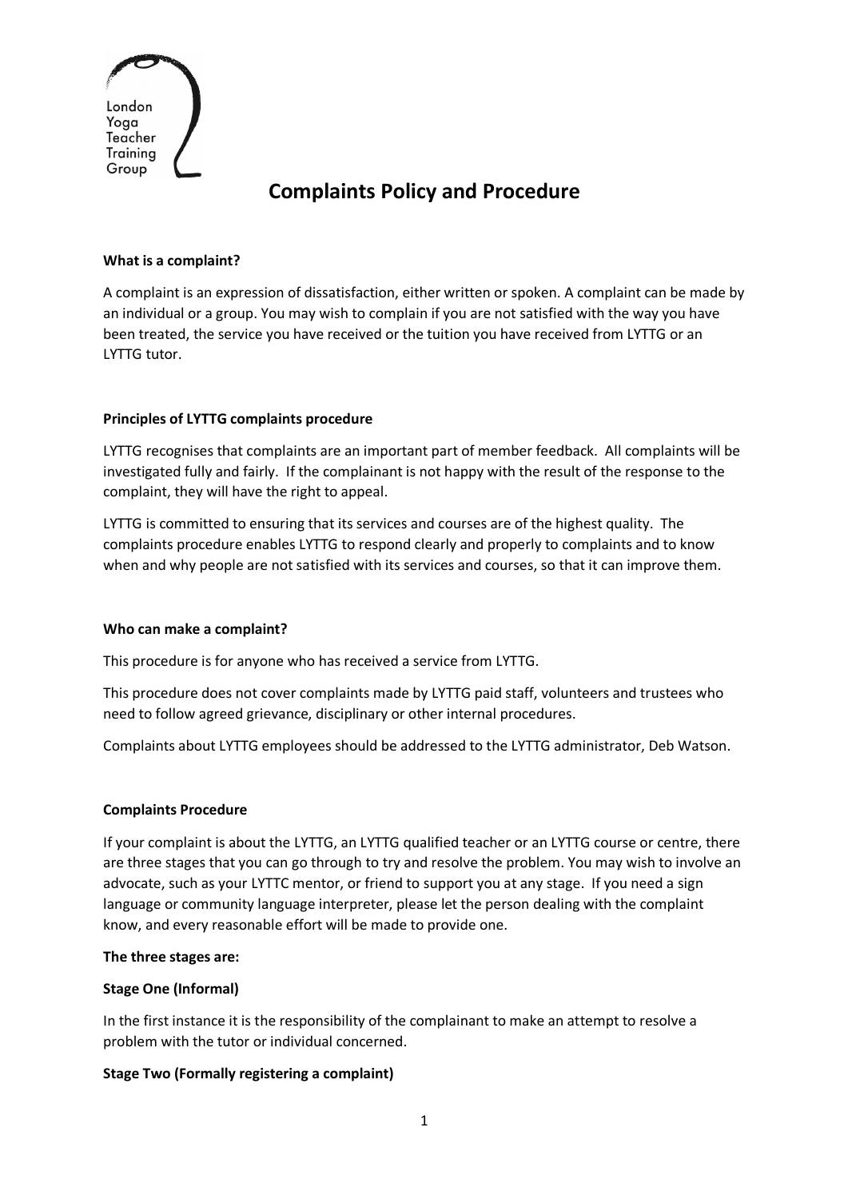London Yoga Teacher Training Group

# Complaints Policy and Procedure

**What is a complaint?**

A complaint is an expression of dissatisfaction, either written or spoken. A complaint can be made by an individual or a group. You may wish to complain if you are not satisfied with the way you have been treated, the service you have received or the tuition you have received from LYTTG or an LYTTG tutor.

**Principles of LYTTG complaints procedure**

LYTTG recognises that complaints are an important part of member feedback. All complaints will be investigated fully and fairly. If the complainant is not happy with the result of the response to the complaint, they will have the right to appeal.

LYTTG is committed to ensuring that its services and courses are of the highest quality. The complaints procedure enables LYTTG to respond clearly and properly to complaints and to know when and why people are not satisfied with its services and courses, so that it can improve them.

**Who can make a complaint?**

This procedure is for anyone who has received a service from LYTTG.

This procedure does not cover complaints made by LYTTG paid staff, volunteers and trustees who need to follow agreed grievance, disciplinary or other internal procedures.

Complaints about LYTTG employees should be addressed to the LYTTG administrator, Deb Watson.

**Complaints Procedure**

If your complaint is about the LYTTG, an LYTTG qualified teacher or an LYTTG course or centre, there are three stages that you can go through to try and resolve the problem. You may wish to involve an advocate, such as your LYTTC mentor, or friend to support you at any stage. If you need a sign language or community language interpreter, please let the person dealing with the complaint know, and every reasonable effort will be made to provide one.

**The three stages are:**

**Stage One (Informal)**

In the first instance it is the responsibility of the complainant to make an attempt to resolve a problem with the tutor or individual concerned.

**Stage Two (Formally registering a complaint)**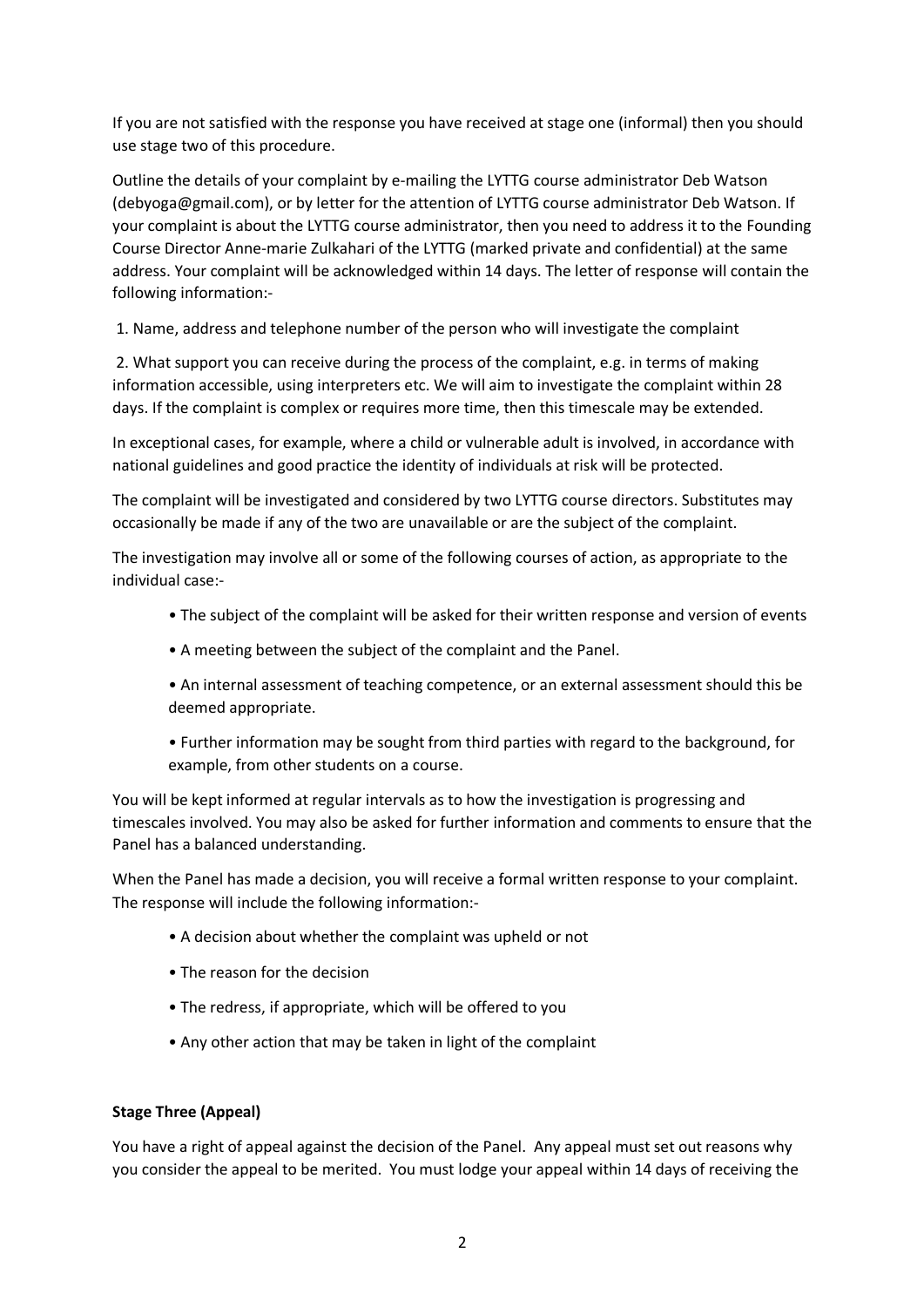If you are not satisfied with the response you have received at stage one (informal) then you should use stage two of this procedure.

Outline the details of your complaint by e-mailing the LYTTG course administrator Deb Watson (debyoga@gmail.com), or by letter for the attention of LYTTG course administrator Deb Watson. If your complaint is about the LYTTG course administrator, then you need to address it to the Founding Course Director Anne-marie Zulkahari of the LYTTG (marked private and confidential) at the same address. Your complaint will be acknowledged within 14 days. The letter of response will contain the following information:-

1. Name, address and telephone number of the person who will investigate the complaint

2. What support you can receive during the process of the complaint, e.g. in terms of making information accessible, using interpreters etc. We will aim to investigate the complaint within 28 days. If the complaint is complex or requires more time, then this timescale may be extended.

In exceptional cases, for example, where a child or vulnerable adult is involved, in accordance with national guidelines and good practice the identity of individuals at risk will be protected.

The complaint will be investigated and considered by two LYTTG course directors. Substitutes may occasionally be made if any of the two are unavailable or are the subject of the complaint.

The investigation may involve all or some of the following courses of action, as appropriate to the individual case:-

- The subject of the complaint will be asked for their written response and version of events
- A meeting between the subject of the complaint and the Panel.
- An internal assessment of teaching competence, or an external assessment should this be deemed appropriate.
- Further information may be sought from third parties with regard to the background, for example, from other students on a course.

You will be kept informed at regular intervals as to how the investigation is progressing and timescales involved. You may also be asked for further information and comments to ensure that the Panel has a balanced understanding.

When the Panel has made a decision, you will receive a formal written response to your complaint. The response will include the following information:-

- A decision about whether the complaint was upheld or not
- The reason for the decision
- The redress, if appropriate, which will be offered to you
- Any other action that may be taken in light of the complaint

**Stage Three (Appeal)**

You have a right of appeal against the decision of the Panel. Any appeal must set out reasons why you consider the appeal to be merited. You must lodge your appeal within 14 days of receiving the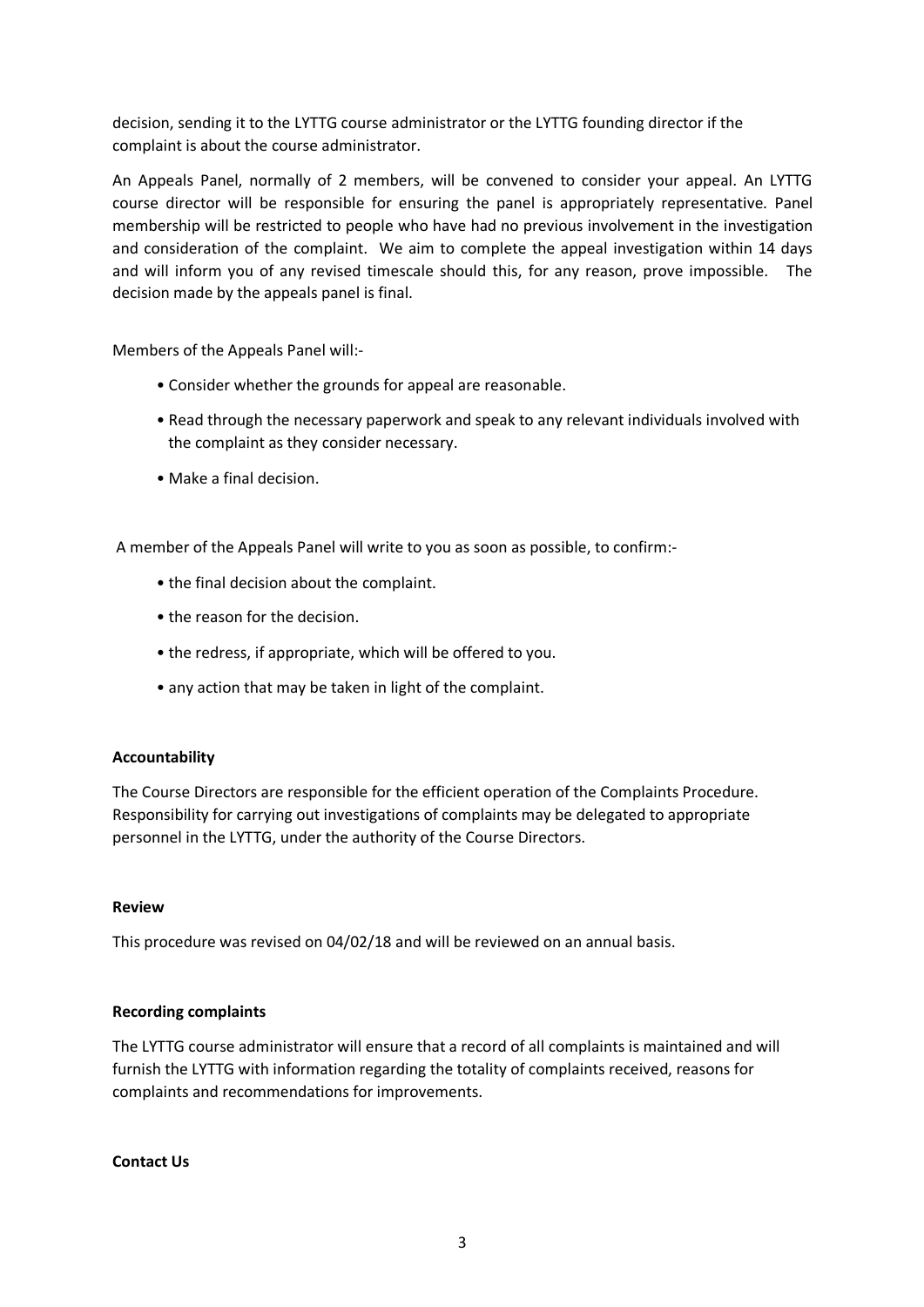decision, sending it to the LYTTG course administrator or the LYTTG founding director if the complaint is about the course administrator.

An Appeals Panel, normally of 2 members, will be convened to consider your appeal. An LYTTG course director will be responsible for ensuring the panel is appropriately representative. Panel membership will be restricted to people who have had no previous involvement in the investigation and consideration of the complaint. We aim to complete the appeal investigation within 14 days and will inform you of any revised timescale should this, for any reason, prove impossible. The decision made by the appeals panel is final.

Members of the Appeals Panel will:-

- Consider whether the grounds for appeal are reasonable.
- Read through the necessary paperwork and speak to any relevant individuals involved with the complaint as they consider necessary.
- Make a final decision.

A member of the Appeals Panel will write to you as soon as possible, to confirm:-

- the final decision about the complaint.
- the reason for the decision.
- the redress, if appropriate, which will be offered to you.
- any action that may be taken in light of the complaint.

**Accountability**

The Course Directors are responsible for the efficient operation of the Complaints Procedure. Responsibility for carrying out investigations of complaints may be delegated to appropriate personnel in the LYTTG, under the authority of the Course Directors.

**Review**

This procedure was revised on 04/02/18 and will be reviewed on an annual basis.

**Recording complaints**

The LYTTG course administrator will ensure that a record of all complaints is maintained and will furnish the LYTTG with information regarding the totality of complaints received, reasons for complaints and recommendations for improvements.

**Contact Us**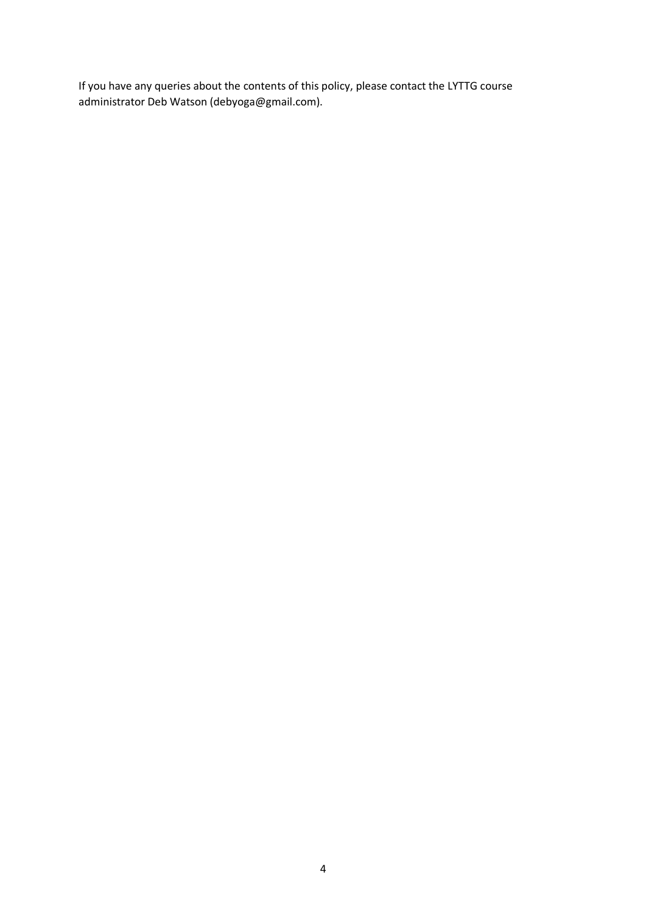If you have any queries about the contents of this policy, please contact the LYTTG course administrator Deb Watson (debyoga@gmail.com).